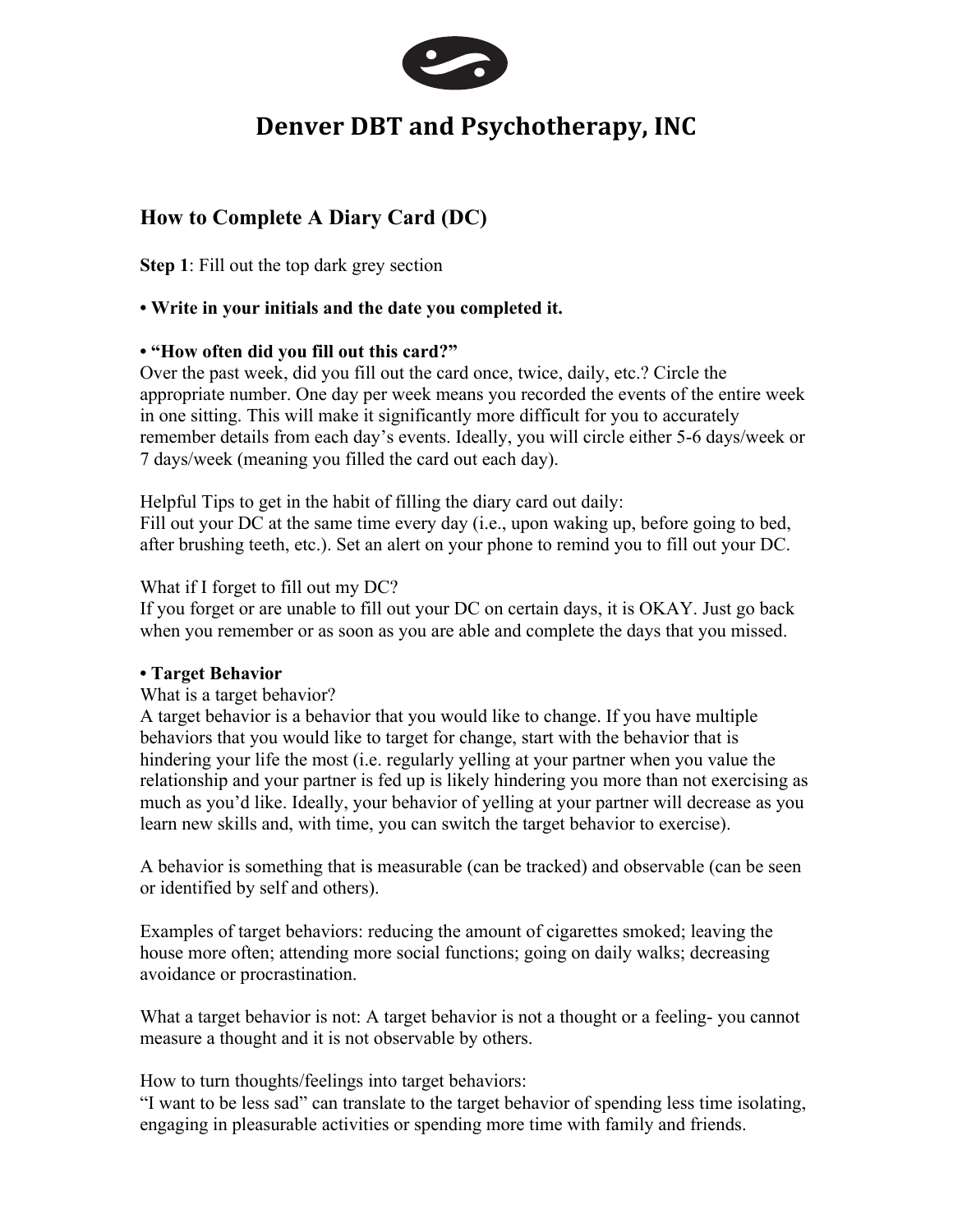# Denver DBT and Psychotherapy, INC

## How to Complete A Diary Card (DC)

**Step 1**: Fill out the top dark grey section

**• Write in your initials and the date you completed it.**

**• "How often did you fill out this card?"**

Over the past week, did you fill out the card once, twice, daily, etc.? Circle the appropriate number. One day per week means you recorded the events of the entire week in one sitting. This will make it significantly more difficult for you to accurately remember details from each day's events. Ideally, you will circle either 5-6 days/week or 7 days/week (meaning you filled the card out each day).

Helpful Tips to get in the habit of filling the diary card out daily:
Fill out your DC at the same time every day (i.e., upon waking up, before going to bed, after brushing teeth, etc.). Set an alert on your phone to remind you to fill out your DC.

What if I forget to fill out my DC?
If you forget or are unable to fill out your DC on certain days, it is OKAY. Just go back when you remember or as soon as you are able and complete the days that you missed.

**• Target Behavior**

What is a target behavior?
A target behavior is a behavior that you would like to change. If you have multiple behaviors that you would like to target for change, start with the behavior that is hindering your life the most (i.e. regularly yelling at your partner when you value the relationship and your partner is fed up is likely hindering you more than not exercising as much as you'd like. Ideally, your behavior of yelling at your partner will decrease as you learn new skills and, with time, you can switch the target behavior to exercise).

A behavior is something that is measurable (can be tracked) and observable (can be seen or identified by self and others).

Examples of target behaviors: reducing the amount of cigarettes smoked; leaving the house more often; attending more social functions; going on daily walks; decreasing avoidance or procrastination.

What a target behavior is not: A target behavior is not a thought or a feeling- you cannot measure a thought and it is not observable by others.

How to turn thoughts/feelings into target behaviors:
"I want to be less sad" can translate to the target behavior of spending less time isolating, engaging in pleasurable activities or spending more time with family and friends.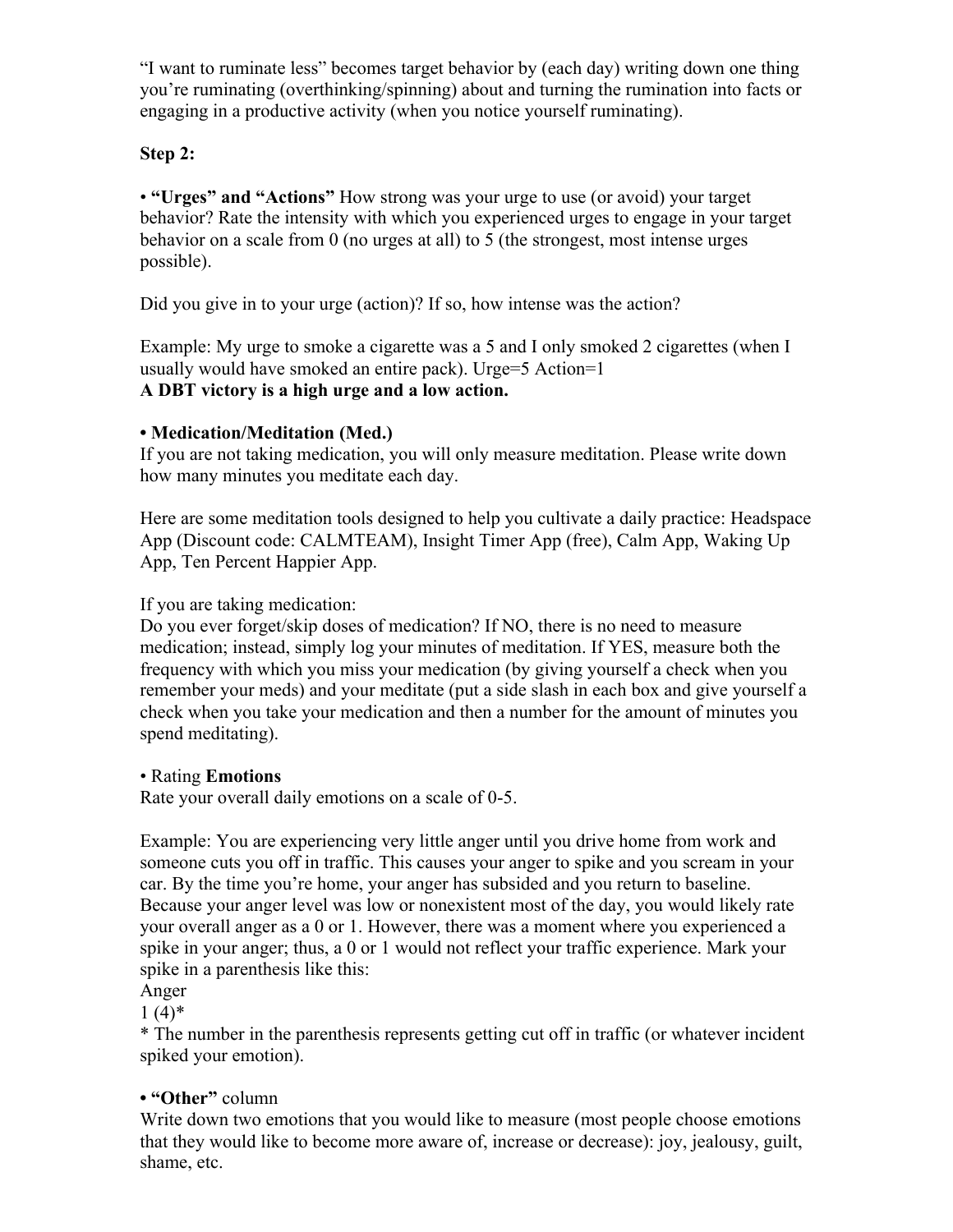"I want to ruminate less" becomes target behavior by (each day) writing down one thing you're ruminating (overthinking/spinning) about and turning the rumination into facts or engaging in a productive activity (when you notice yourself ruminating).

**Step 2:**

• **"Urges" and "Actions"** How strong was your urge to use (or avoid) your target behavior? Rate the intensity with which you experienced urges to engage in your target behavior on a scale from 0 (no urges at all) to 5 (the strongest, most intense urges possible).

Did you give in to your urge (action)? If so, how intense was the action?

Example: My urge to smoke a cigarette was a 5 and I only smoked 2 cigarettes (when I usually would have smoked an entire pack). Urge=5 Action=1
**A DBT victory is a high urge and a low action.**

**• Medication/Meditation (Med.)**
If you are not taking medication, you will only measure meditation. Please write down how many minutes you meditate each day.

Here are some meditation tools designed to help you cultivate a daily practice: Headspace App (Discount code: CALMTEAM), Insight Timer App (free), Calm App, Waking Up App, Ten Percent Happier App.

If you are taking medication:
Do you ever forget/skip doses of medication? If NO, there is no need to measure medication; instead, simply log your minutes of meditation. If YES, measure both the frequency with which you miss your medication (by giving yourself a check when you remember your meds) and your meditate (put a side slash in each box and give yourself a check when you take your medication and then a number for the amount of minutes you spend meditating).

• Rating **Emotions**
Rate your overall daily emotions on a scale of 0-5.

Example: You are experiencing very little anger until you drive home from work and someone cuts you off in traffic. This causes your anger to spike and you scream in your car. By the time you're home, your anger has subsided and you return to baseline. Because your anger level was low or nonexistent most of the day, you would likely rate your overall anger as a 0 or 1. However, there was a moment where you experienced a spike in your anger; thus, a 0 or 1 would not reflect your traffic experience. Mark your spike in a parenthesis like this:
Anger
1 (4)*
* The number in the parenthesis represents getting cut off in traffic (or whatever incident spiked your emotion).

**• "Other"** column
Write down two emotions that you would like to measure (most people choose emotions that they would like to become more aware of, increase or decrease): joy, jealousy, guilt, shame, etc.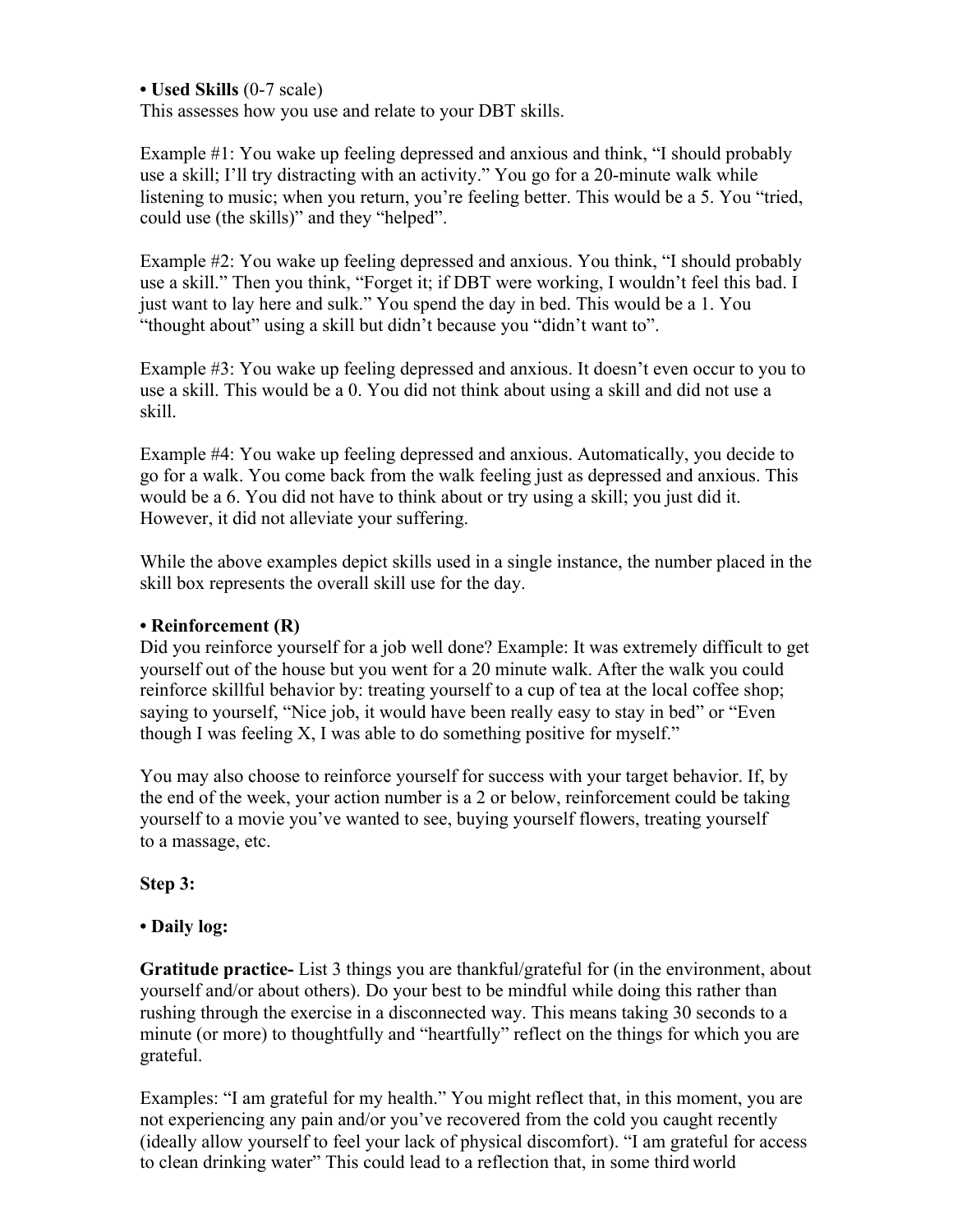**• Used Skills** (0-7 scale)
This assesses how you use and relate to your DBT skills.

Example #1: You wake up feeling depressed and anxious and think, "I should probably use a skill; I'll try distracting with an activity." You go for a 20-minute walk while listening to music; when you return, you're feeling better. This would be a 5. You "tried, could use (the skills)" and they "helped".

Example #2: You wake up feeling depressed and anxious. You think, "I should probably use a skill." Then you think, "Forget it; if DBT were working, I wouldn't feel this bad. I just want to lay here and sulk." You spend the day in bed. This would be a 1. You "thought about" using a skill but didn't because you "didn't want to".

Example #3: You wake up feeling depressed and anxious. It doesn't even occur to you to use a skill. This would be a 0. You did not think about using a skill and did not use a skill.

Example #4: You wake up feeling depressed and anxious. Automatically, you decide to go for a walk. You come back from the walk feeling just as depressed and anxious. This would be a 6. You did not have to think about or try using a skill; you just did it. However, it did not alleviate your suffering.

While the above examples depict skills used in a single instance, the number placed in the skill box represents the overall skill use for the day.

**• Reinforcement (R)**
Did you reinforce yourself for a job well done? Example: It was extremely difficult to get yourself out of the house but you went for a 20 minute walk. After the walk you could reinforce skillful behavior by: treating yourself to a cup of tea at the local coffee shop; saying to yourself, "Nice job, it would have been really easy to stay in bed" or "Even though I was feeling X, I was able to do something positive for myself."

You may also choose to reinforce yourself for success with your target behavior. If, by the end of the week, your action number is a 2 or below, reinforcement could be taking yourself to a movie you've wanted to see, buying yourself flowers, treating yourself to a massage, etc.

**Step 3:**

**• Daily log:**

**Gratitude practice-** List 3 things you are thankful/grateful for (in the environment, about yourself and/or about others). Do your best to be mindful while doing this rather than rushing through the exercise in a disconnected way. This means taking 30 seconds to a minute (or more) to thoughtfully and "heartfully" reflect on the things for which you are grateful.

Examples: "I am grateful for my health." You might reflect that, in this moment, you are not experiencing any pain and/or you've recovered from the cold you caught recently (ideally allow yourself to feel your lack of physical discomfort). "I am grateful for access to clean drinking water" This could lead to a reflection that, in some third world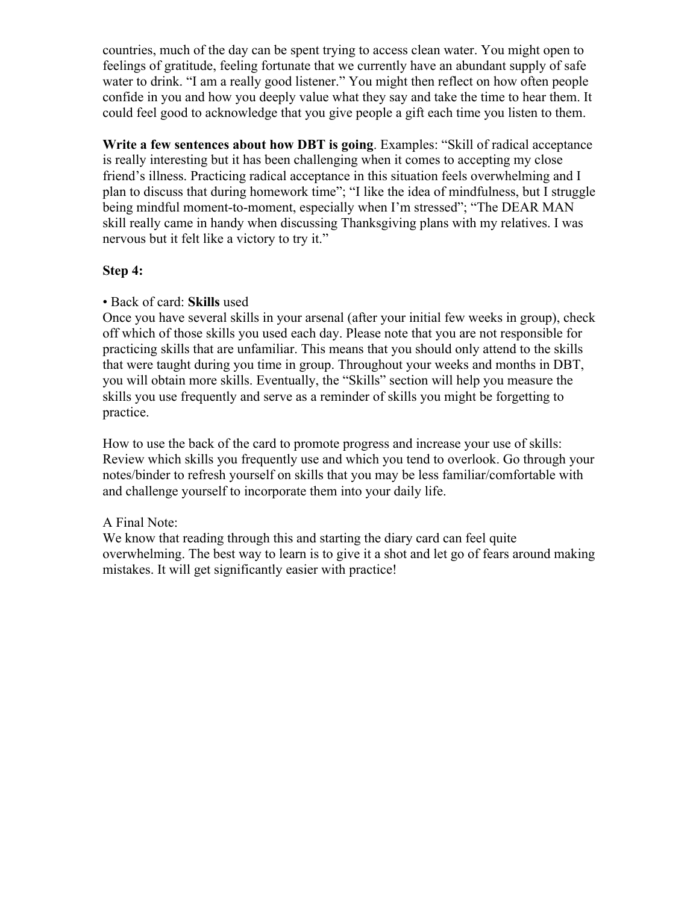countries, much of the day can be spent trying to access clean water. You might open to feelings of gratitude, feeling fortunate that we currently have an abundant supply of safe water to drink. "I am a really good listener." You might then reflect on how often people confide in you and how you deeply value what they say and take the time to hear them. It could feel good to acknowledge that you give people a gift each time you listen to them.

**Write a few sentences about how DBT is going**. Examples: "Skill of radical acceptance is really interesting but it has been challenging when it comes to accepting my close friend's illness. Practicing radical acceptance in this situation feels overwhelming and I plan to discuss that during homework time"; "I like the idea of mindfulness, but I struggle being mindful moment-to-moment, especially when I'm stressed"; "The DEAR MAN skill really came in handy when discussing Thanksgiving plans with my relatives. I was nervous but it felt like a victory to try it."

**Step 4:**

• Back of card: **Skills** used

Once you have several skills in your arsenal (after your initial few weeks in group), check off which of those skills you used each day. Please note that you are not responsible for practicing skills that are unfamiliar. This means that you should only attend to the skills that were taught during you time in group. Throughout your weeks and months in DBT, you will obtain more skills. Eventually, the "Skills" section will help you measure the skills you use frequently and serve as a reminder of skills you might be forgetting to practice.

How to use the back of the card to promote progress and increase your use of skills: Review which skills you frequently use and which you tend to overlook. Go through your notes/binder to refresh yourself on skills that you may be less familiar/comfortable with and challenge yourself to incorporate them into your daily life.

A Final Note:

We know that reading through this and starting the diary card can feel quite overwhelming. The best way to learn is to give it a shot and let go of fears around making mistakes. It will get significantly easier with practice!